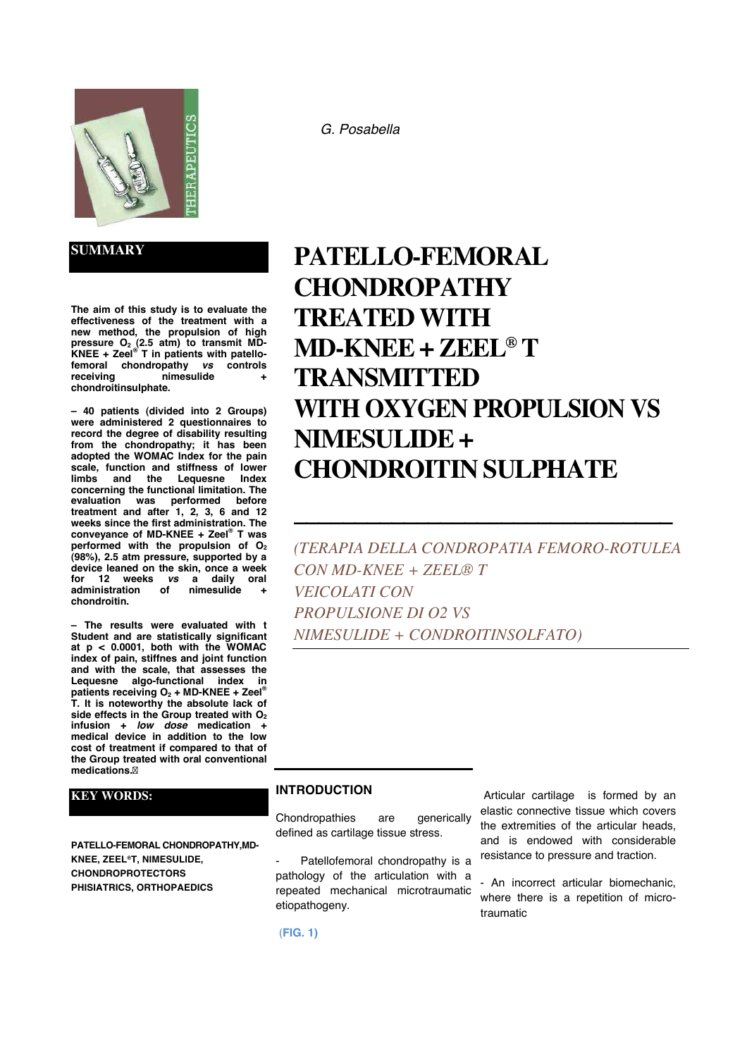G. Posabella

# PATELLO-FEMORAL CHONDROPATHY TREATED WITH MD-KNEE + ZEEL® T TRANSMITTED WITH OXYGEN PROPULSION VS NIMESULIDE + CHONDROITIN SULPHATE

*(TERAPIA DELLA CONDROPATIA FEMORO-ROTULEA CON MD-KNEE + ZEEL® T VEICOLATI CON PROPULSIONE DI O2 VS NIMESULIDE + CONDROITINSOLFATO)*

## SUMMARY

**The aim of this study is to evaluate the effectiveness of the treatment with a new method, the propulsion of high pressure $O_2$ (2.5 atm) to transmit MD-KNEE + Zeel® T in patients with patello-femoral chondropathy *vs* controls receiving nimesulide + chondroitinsulphate.**

**– 40 patients (divided into 2 Groups) were administered 2 questionnaires to record the degree of disability resulting from the chondropathy; it has been adopted the WOMAC Index for the pain scale, function and stiffness of lower limbs and the Lequesne Index concerning the functional limitation. The evaluation was performed before treatment and after 1, 2, 3, 6 and 12 weeks since the first administration. The conveyance of MD-KNEE + Zeel® T was performed with the propulsion of $O_2$ (98%), 2.5 atm pressure, supported by a device leaned on the skin, once a week for 12 weeks *vs* a daily oral administration of nimesulide + chondroitin.**

**– The results were evaluated with t Student and are statistically significant at $p < 0.0001$, both with the WOMAC index of pain, stiffnes and joint function and with the scale, that assesses the Lequesne algo-functional index in patients receiving $O_2$ + MD-KNEE + Zeel® T. It is noteworthy the absolute lack of side effects in the Group treated with $O_2$ infusion + *low dose* medication + medical device in addition to the low cost of treatment if compared to that of the Group treated with oral conventional medications.**

## KEY WORDS:

**PATELLO-FEMORAL CHONDROPATHY, MD-KNEE, ZEEL®T, NIMESULIDE, CHONDROPROTECTORS PHISIATRICS, ORTHOPAEDICS**

## INTRODUCTION

Chondropathies are generically defined as cartilage tissue stress.

- Patellofemoral chondropathy is a pathology of the articulation with a repeated mechanical microtraumatic etiopathogeny.

**(FIG. 1)**

Articular cartilage is formed by an elastic connective tissue which covers the extremities of the articular heads, and is endowed with considerable resistance to pressure and traction.

- An incorrect articular biomechanic, where there is a repetition of micro-traumatic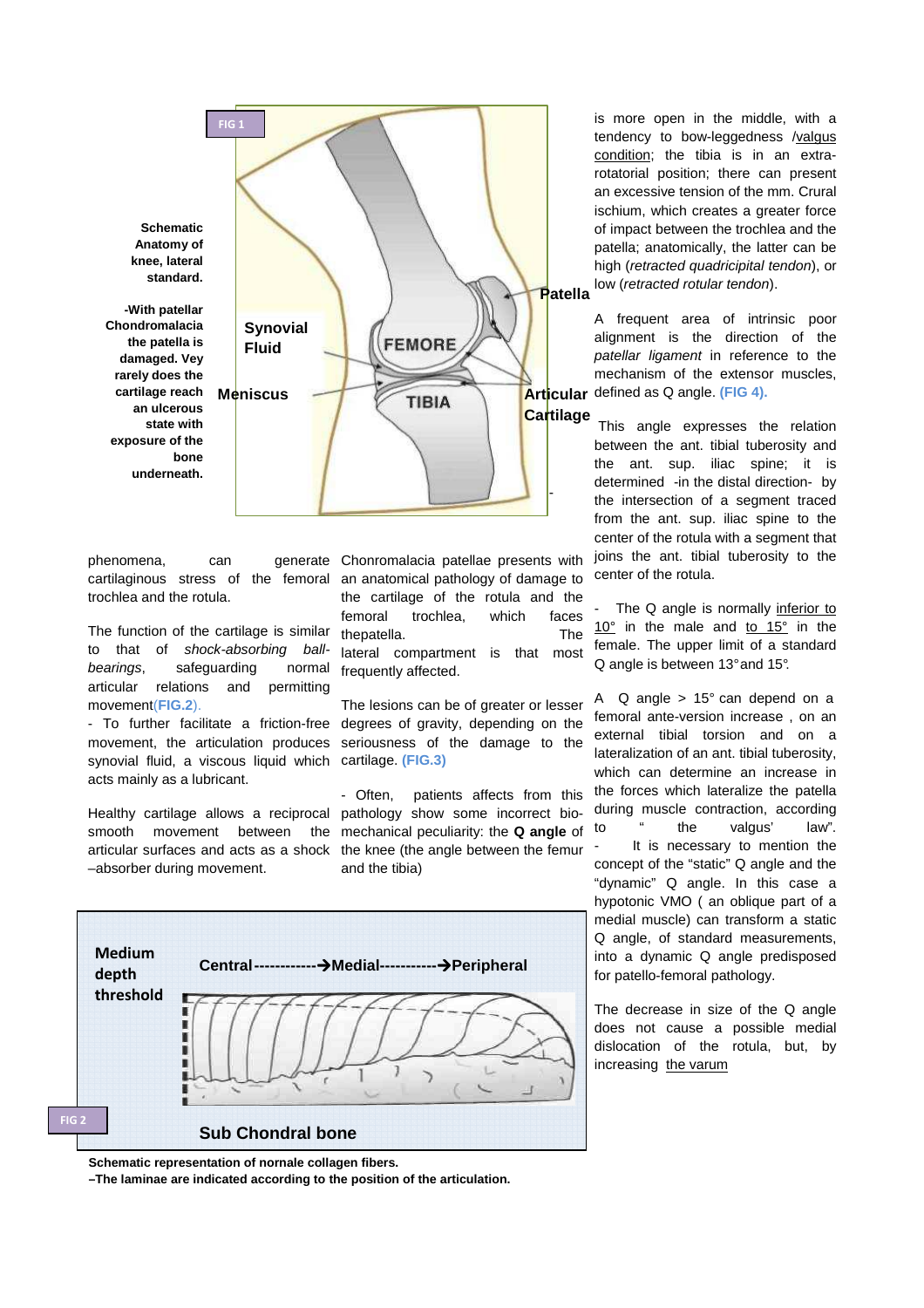FIG 1

**Schematic Anatomy of knee, lateral standard.**

**-With patellar Chondromalacia the patella is damaged. Vey rarely does the cartilage reach an ulcerous state with exposure of the bone underneath.**

Synovial Fluid

Meniscus

FEMORE

TIBIA

Patella

Articular Cartilage

phenomena, can generate cartilaginous stress of the femoral trochlea and the rotula.

The function of the cartilage is similar to that of *shock-absorbing ball-bearings*, safeguarding normal articular relations and permitting movement(FIG.2).

- To further facilitate a friction-free movement, the articulation produces synovial fluid, a viscous liquid which acts mainly as a lubricant.

Healthy cartilage allows a reciprocal smooth movement between the articular surfaces and acts as a shock –absorber during movement.

Chonromalacia patellae presents with an anatomical pathology of damage to the cartilage of the rotula and the femoral trochlea, which faces thepatella. The lateral compartment is that most frequently affected.

The lesions can be of greater or lesser degrees of gravity, depending on the seriousness of the damage to the cartilage. (FIG.3)

- Often, patients affects from this pathology show some incorrect bio-mechanical peculiarity: the **Q angle** of the knee (the angle between the femur and the tibia)

is more open in the middle, with a tendency to bow-leggedness /valgus condition; the tibia is in an extra-rotatorial position; there can present an excessive tension of the mm. Crural ischium, which creates a greater force of impact between the trochlea and the patella; anatomically, the latter can be high (*retracted quadricipital tendon*), or low (*retracted rotular tendon*).

A frequent area of intrinsic poor alignment is the direction of the *patellar ligament* in reference to the mechanism of the extensor muscles, defined as Q angle. (FIG 4).

This angle expresses the relation between the ant. tibial tuberosity and the ant. sup. iliac spine; it is determined -in the distal direction- by the intersection of a segment traced from the ant. sup. iliac spine to the center of the rotula with a segment that joins the ant. tibial tuberosity to the center of the rotula.

- The Q angle is normally inferior to 10° in the male and to 15° in the female. The upper limit of a standard Q angle is between 13° and 15°.

A Q angle > 15° can depend on a femoral ante-version increase , on an external tibial torsion and on a lateralization of an ant. tibial tuberosity, which can determine an increase in the forces which lateralize the patella during muscle contraction, according to " the valgus' law".

- It is necessary to mention the concept of the "static" Q angle and the "dynamic" Q angle. In this case a hypotonic VMO ( an oblique part of a medial muscle) can transform a static Q angle, of standard measurements, into a dynamic Q angle predisposed for patello-femoral pathology.

The decrease in size of the Q angle does not cause a possible medial dislocation of the rotula, but, by increasing the varum

**Medium depth threshold**

**Central------------→Medial-----------→Peripheral**

**Sub Chondral bone**

FIG 2

**Schematic representation of nornale collagen fibers.**
**–The laminae are indicated according to the position of the articulation.**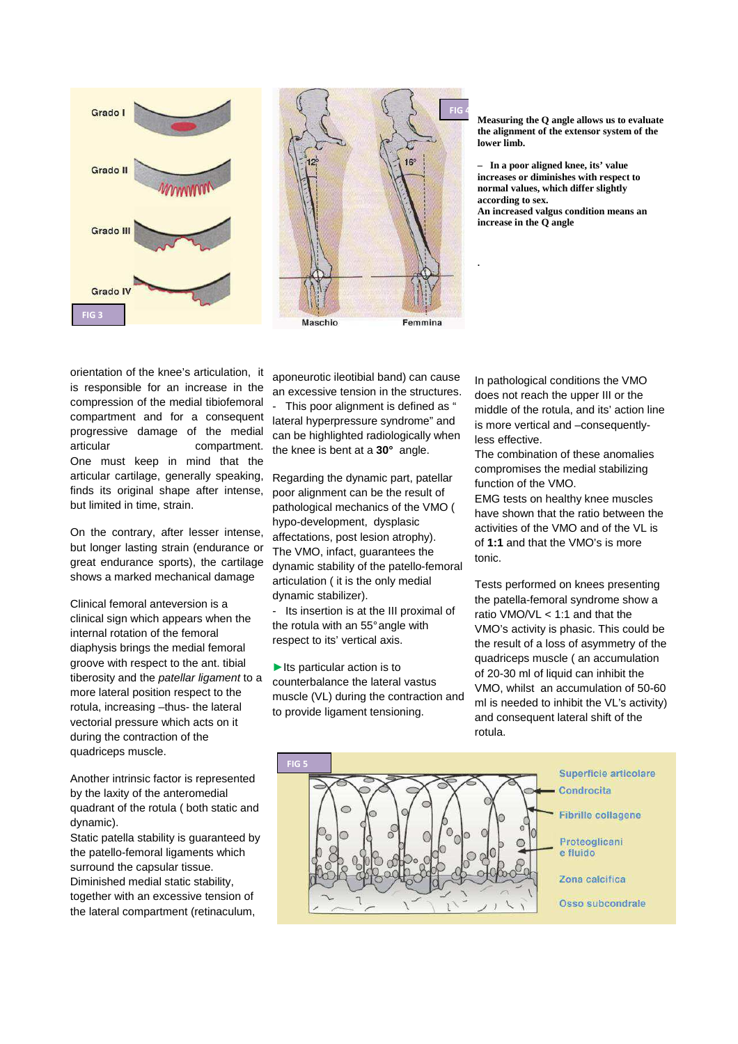FIG 3

FIG 4

**Measuring the Q angle allows us to evaluate the alignment of the extensor system of the lower limb.**

**– In a poor aligned knee, its' value increases or diminishes with respect to normal values, which differ slightly according to sex.**
**An increased valgus condition means an increase in the Q angle**

.

orientation of the knee's articulation, it is responsible for an increase in the compression of the medial tibiofemoral compartment and for a consequent progressive damage of the medial articular compartment.
One must keep in mind that the articular cartilage, generally speaking, finds its original shape after intense, but limited in time, strain.

On the contrary, after lesser intense, but longer lasting strain (endurance or great endurance sports), the cartilage shows a marked mechanical damage

Clinical femoral anteversion is a clinical sign which appears when the internal rotation of the femoral diaphysis brings the medial femoral groove with respect to the ant. tibial tiberosity and the *patellar ligament* to a more lateral position respect to the rotula, increasing –thus- the lateral vectorial pressure which acts on it during the contraction of the quadriceps muscle.

Another intrinsic factor is represented by the laxity of the anteromedial quadrant of the rotula ( both static and dynamic).
Static patella stability is guaranteed by the patello-femoral ligaments which surround the capsular tissue.
Diminished medial static stability, together with an excessive tension of the lateral compartment (retinaculum, aponeurotic ileotibial band) can cause an excessive tension in the structures.
- This poor alignment is defined as " lateral hyperpressure syndrome" and can be highlighted radiologically when the knee is bent at a **30°** angle.

Regarding the dynamic part, patellar poor alignment can be the result of pathological mechanics of the VMO ( hypo-development, dysplasic affectations, post lesion atrophy).
The VMO, infact, guarantees the dynamic stability of the patello-femoral articulation ( it is the only medial dynamic stabilizer).
- Its insertion is at the III proximal of the rotula with an 55° angle with respect to its' vertical axis.

►Its particular action is to counterbalance the lateral vastus muscle (VL) during the contraction and to provide ligament tensioning.

In pathological conditions the VMO does not reach the upper III or the middle of the rotula, and its' action line is more vertical and –consequently- less effective.
The combination of these anomalies compromises the medial stabilizing function of the VMO.
EMG tests on healthy knee muscles have shown that the ratio between the activities of the VMO and of the VL is of **1:1** and that the VMO's is more tonic.

Tests performed on knees presenting the patella-femoral syndrome show a ratio VMO/VL < 1:1 and that the VMO's activity is phasic. This could be the result of a loss of asymmetry of the quadriceps muscle ( an accumulation of 20-30 ml of liquid can inhibit the VMO, whilst an accumulation of 50-60 ml is needed to inhibit the VL's activity) and consequent lateral shift of the rotula.

FIG 5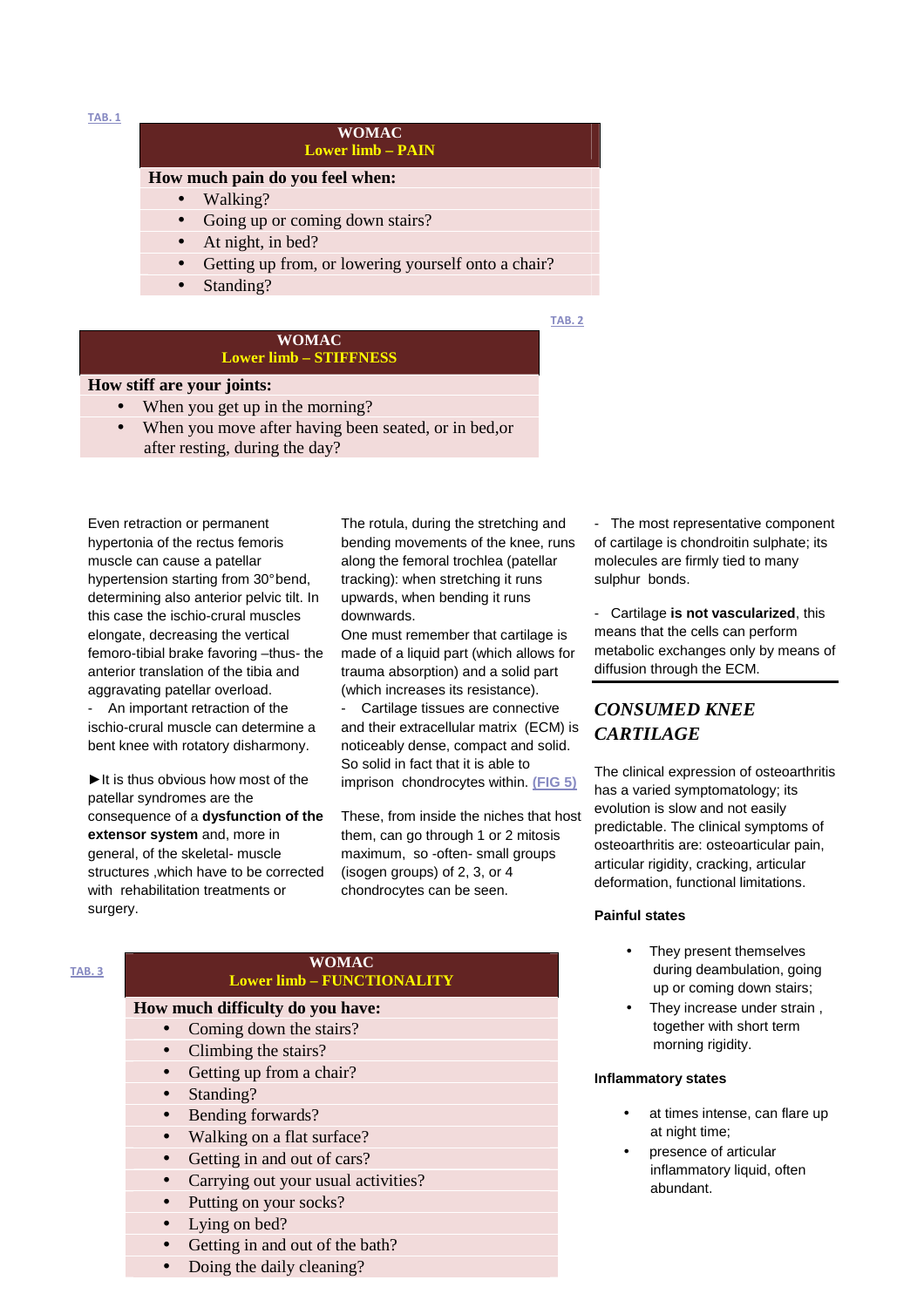TAB. 1

| WOMAC<br>Lower limb – PAIN |
|---|
| **How much pain do you feel when:** |
| • Walking? |
| • Going up or coming down stairs? |
| • At night, in bed? |
| • Getting up from, or lowering yourself onto a chair? |
| • Standing? |

TAB. 2

| WOMAC<br>Lower limb – STIFFNESS |
|---|
| **How stiff are your joints:** |
| • When you get up in the morning? |
| • When you move after having been seated, or in bed,or after resting, during the day? |

Even retraction or permanent hypertonia of the rectus femoris muscle can cause a patellar hypertension starting from 30° bend, determining also anterior pelvic tilt. In this case the ischio-crural muscles elongate, decreasing the vertical femoro-tibial brake favoring –thus- the anterior translation of the tibia and aggravating patellar overload.

- An important retraction of the ischio-crural muscle can determine a bent knee with rotatory disharmony.

►It is thus obvious how most of the patellar syndromes are the consequence of a **dysfunction of the extensor system** and, more in general, of the skeletal- muscle structures ,which have to be corrected with rehabilitation treatments or surgery.

The rotula, during the stretching and bending movements of the knee, runs along the femoral trochlea (patellar tracking): when stretching it runs upwards, when bending it runs downwards.

One must remember that cartilage is made of a liquid part (which allows for trauma absorption) and a solid part (which increases its resistance).

- Cartilage tissues are connective and their extracellular matrix (ECM) is noticeably dense, compact and solid. So solid in fact that it is able to imprison chondrocytes within. (FIG 5)

These, from inside the niches that host them, can go through 1 or 2 mitosis maximum, so -often- small groups (isogen groups) of 2, 3, or 4 chondrocytes can be seen.

- The most representative component of cartilage is chondroitin sulphate; its molecules are firmly tied to many sulphur bonds.

- Cartilage **is not vascularized**, this means that the cells can perform metabolic exchanges only by means of diffusion through the ECM.

## *CONSUMED KNEE CARTILAGE*

The clinical expression of osteoarthritis has a varied symptomatology; its evolution is slow and not easily predictable. The clinical symptoms of osteoarthritis are: osteoarticular pain, articular rigidity, cracking, articular deformation, functional limitations.

**Painful states**

- They present themselves during deambulation, going up or coming down stairs;
- They increase under strain , together with short term morning rigidity.

**Inflammatory states**

- at times intense, can flare up at night time;
- presence of articular inflammatory liquid, often abundant.

TAB. 3

| WOMAC<br>Lower limb – FUNCTIONALITY |
|---|
| **How much difficulty do you have:** |
| • Coming down the stairs? |
| • Climbing the stairs? |
| • Getting up from a chair? |
| • Standing? |
| • Bending forwards? |
| • Walking on a flat surface? |
| • Getting in and out of cars? |
| • Carrying out your usual activities? |
| • Putting on your socks? |
| • Lying on bed? |
| • Getting in and out of the bath? |
| • Doing the daily cleaning? |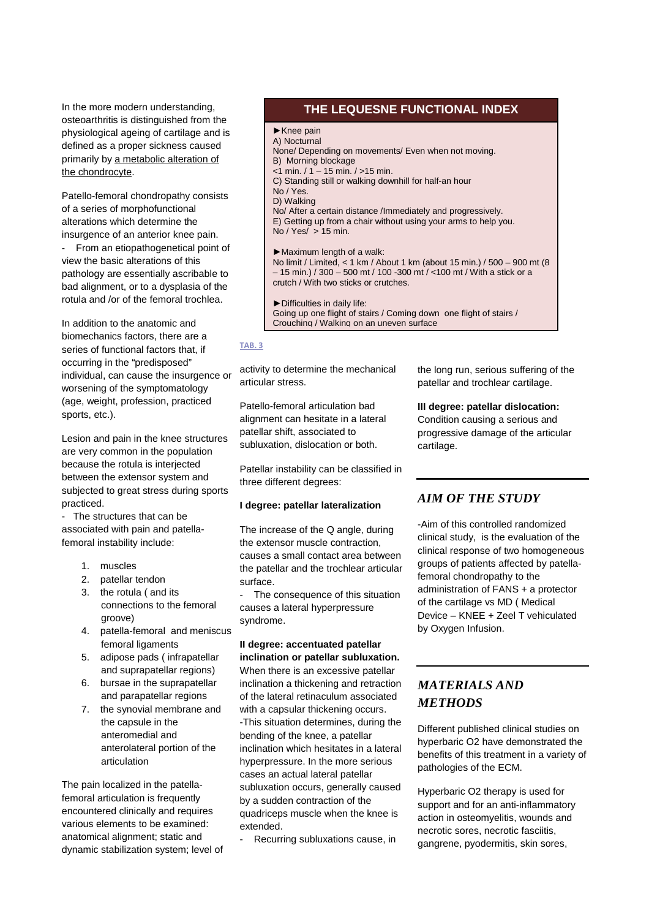In the more modern understanding, osteoarthritis is distinguished from the physiological ageing of cartilage and is defined as a proper sickness caused primarily by a metabolic alteration of the chondrocyte.

Patello-femoral chondropathy consists of a series of morphofunctional alterations which determine the insurgence of an anterior knee pain.

- From an etiopathogenetical point of view the basic alterations of this pathology are essentially ascribable to bad alignment, or to a dysplasia of the rotula and /or of the femoral trochlea.

In addition to the anatomic and biomechanics factors, there are a series of functional factors that, if occurring in the "predisposed" individual, can cause the insurgence or worsening of the symptomatology (age, weight, profession, practiced sports, etc.).

Lesion and pain in the knee structures are very common in the population because the rotula is interjected between the extensor system and subjected to great stress during sports practiced.

- The structures that can be associated with pain and patella-femoral instability include:

1. muscles
2. patellar tendon
3. the rotula ( and its connections to the femoral groove)
4. patella-femoral and meniscus femoral ligaments
5. adipose pads ( infrapatellar and suprapatellar regions)
6. bursae in the suprapatellar and parapatellar regions
7. the synovial membrane and the capsule in the anteromedial and anterolateral portion of the articulation

The pain localized in the patella-femoral articulation is frequently encountered clinically and requires various elements to be examined: anatomical alignment; static and dynamic stabilization system; level of activity to determine the mechanical articular stress.

**THE LEQUESNE FUNCTIONAL INDEX**

►Knee pain
A) Nocturnal
None/ Depending on movements/ Even when not moving.
B) Morning blockage
<1 min. / 1 – 15 min. / >15 min.
C) Standing still or walking downhill for half-an hour
No / Yes.
D) Walking
No/ After a certain distance /Immediately and progressively.
E) Getting up from a chair without using your arms to help you.
No / Yes/ > 15 min.

►Maximum length of a walk:
No limit / Limited, < 1 km / About 1 km (about 15 min.) / 500 – 900 mt (8 – 15 min.) / 300 – 500 mt / 100 -300 mt / <100 mt / With a stick or a crutch / With two sticks or crutches.

►Difficulties in daily life:
Going up one flight of stairs / Coming down one flight of stairs / Crouching / Walking on an uneven surface

TAB. 3

Patello-femoral articulation bad alignment can hesitate in a lateral patellar shift, associated to subluxation, dislocation or both.

Patellar instability can be classified in three different degrees:

**I degree: patellar lateralization**

The increase of the Q angle, during the extensor muscle contraction, causes a small contact area between the patellar and the trochlear articular surface.

- The consequence of this situation causes a lateral hyperpressure syndrome.

**II degree: accentuated patellar inclination or patellar subluxation.**
When there is an excessive patellar inclination a thickening and retraction of the lateral retinaculum associated with a capsular thickening occurs.
-This situation determines, during the bending of the knee, a patellar inclination which hesitates in a lateral hyperpressure. In the more serious cases an actual lateral patellar subluxation occurs, generally caused by a sudden contraction of the quadriceps muscle when the knee is extended.

- Recurring subluxations cause, in the long run, serious suffering of the patellar and trochlear cartilage.

**III degree: patellar dislocation:**
Condition causing a serious and progressive damage of the articular cartilage.

## *AIM OF THE STUDY*

-Aim of this controlled randomized clinical study, is the evaluation of the clinical response of two homogeneous groups of patients affected by patella-femoral chondropathy to the administration of FANS + a protector of the cartilage vs MD ( Medical Device – KNEE + Zeel T vehiculated by Oxygen Infusion.

## *MATERIALS AND METHODS*

Different published clinical studies on hyperbaric O2 have demonstrated the benefits of this treatment in a variety of pathologies of the ECM.

Hyperbaric O2 therapy is used for support and for an anti-inflammatory action in osteomyelitis, wounds and necrotic sores, necrotic fasciitis, gangrene, pyodermitis, skin sores,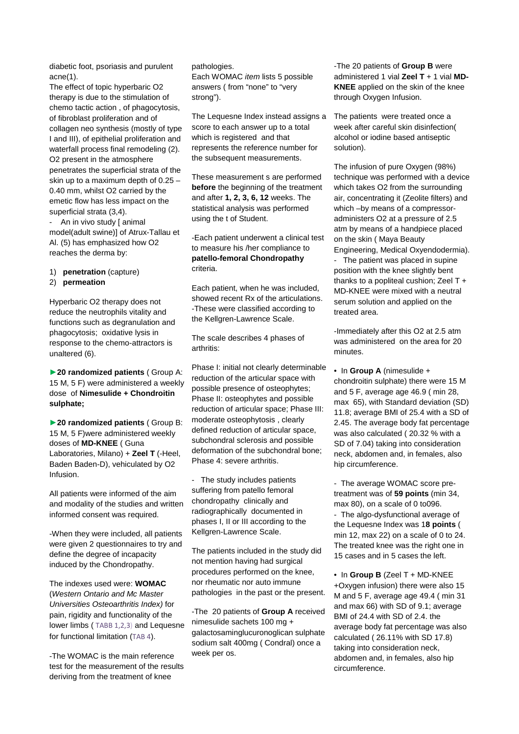diabetic foot, psoriasis and purulent acne(1).

The effect of topic hyperbaric O2 therapy is due to the stimulation of chemo tactic action , of phagocytosis, of fibroblast proliferation and of collagen neo synthesis (mostly of type I and III), of epithelial proliferation and waterfall process final remodeling (2). O2 present in the atmosphere penetrates the superficial strata of the skin up to a maximum depth of 0.25 – 0.40 mm, whilst O2 carried by the emetic flow has less impact on the superficial strata (3,4).

- An in vivo study [ animal model(adult swine)] of Atrux-Tallau et Al. (5) has emphasized how O2 reaches the derma by:

1) **penetration** (capture)
2) **permeation**

Hyperbaric O2 therapy does not reduce the neutrophils vitality and functions such as degranulation and phagocytosis; oxidative lysis in response to the chemo-attractors is unaltered (6).

►**20 randomized patients** ( Group A: 15 M, 5 F) were administered a weekly dose of **Nimesulide + Chondroitin sulphate;**

►**20 randomized patients** ( Group B: 15 M, 5 F)were administered weekly doses of **MD-KNEE** ( Guna Laboratories, Milano) + **Zeel T** (-Heel, Baden Baden-D), vehiculated by O2 Infusion.

All patients were informed of the aim and modality of the studies and written informed consent was required.

-When they were included, all patients were given 2 questionnaires to try and define the degree of incapacity induced by the Chondropathy.

The indexes used were: **WOMAC** (*Western Ontario and Mc Master Universities Osteoarthritis Index)* for pain, rigidity and functionality of the lower limbs ( TABB 1,2,3) and Lequesne for functional limitation (TAB 4).

-The WOMAC is the main reference test for the measurement of the results deriving from the treatment of knee pathologies.

Each WOMAC *item* lists 5 possible answers ( from "none" to "very strong").

The Lequesne Index instead assigns a score to each answer up to a total which is registered and that represents the reference number for the subsequent measurements.

These measurement s are performed **before** the beginning of the treatment and after **1, 2, 3, 6, 12** weeks. The statistical analysis was performed using the t of Student.

-Each patient underwent a clinical test to measure his /her compliance to **patello-femoral Chondropathy** criteria.

Each patient, when he was included, showed recent Rx of the articulations. -These were classified according to the Kellgren-Lawrence Scale.

The scale describes 4 phases of arthritis:

Phase I: initial not clearly determinable reduction of the articular space with possible presence of osteophytes; Phase II: osteophytes and possible reduction of articular space; Phase III: moderate osteophytosis , clearly defined reduction of articular space, subchondral sclerosis and possible deformation of the subchondral bone; Phase 4: severe arthritis.

- The study includes patients suffering from patello femoral chondropathy clinically and radiographically documented in phases I, II or III according to the Kellgren-Lawrence Scale.

The patients included in the study did not mention having had surgical procedures performed on the knee, nor rheumatic nor auto immune pathologies in the past or the present.

-The 20 patients of **Group A** received nimesulide sachets 100 mg + galactosaminglucuronoglican sulphate sodium salt 400mg ( Condral) once a week per os.

-The 20 patients of **Group B** were administered 1 vial **Zeel T** + 1 vial **MD-KNEE** applied on the skin of the knee through Oxygen Infusion.

The patients were treated once a week after careful skin disinfection( alcohol or iodine based antiseptic solution).

The infusion of pure Oxygen (98%) technique was performed with a device which takes O2 from the surrounding air, concentrating it (Zeolite filters) and which –by means of a compressor-administers O2 at a pressure of 2.5 atm by means of a handpiece placed on the skin ( Maya Beauty Engineering, Medical Oxyendodermia).

- The patient was placed in supine position with the knee slightly bent thanks to a popliteal cushion; Zeel T + MD-KNEE were mixed with a neutral serum solution and applied on the treated area.

-Immediately after this O2 at 2.5 atm was administered on the area for 20 minutes.

• In **Group A** (nimesulide + chondroitin sulphate) there were 15 M and 5 F, average age 46.9 ( min 28, max 65), with Standard deviation (SD) 11.8; average BMI of 25.4 with a SD of 2.45. The average body fat percentage was also calculated ( 20.32 % with a SD of 7.04) taking into consideration neck, abdomen and, in females, also hip circumference.

- The average WOMAC score pre-treatment was of **59 points** (min 34, max 80), on a scale of 0 to096.
- The algo-dysfunctional average of the Lequesne Index was 1**8 points** ( min 12, max 22) on a scale of 0 to 24. The treated knee was the right one in 15 cases and in 5 cases the left.

• In **Group B** (Zeel T + MD-KNEE +Oxygen infusion) there were also 15 M and 5 F, average age 49.4 ( min 31 and max 66) with SD of 9.1; average BMI of 24.4 with SD of 2.4. the average body fat percentage was also calculated ( 26.11% with SD 17.8) taking into consideration neck, abdomen and, in females, also hip circumference.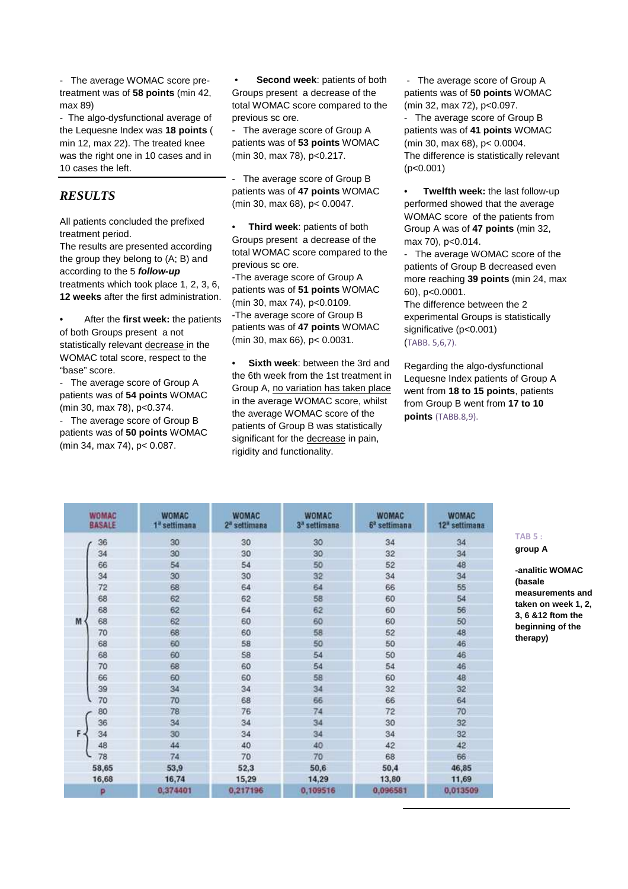- The average WOMAC score pre-treatment was of **58 points** (min 42, max 89)
- The algo-dysfunctional average of the Lequesne Index was **18 points** ( min 12, max 22). The treated knee was the right one in 10 cases and in 10 cases the left.

## *RESULTS*

All patients concluded the prefixed treatment period.
The results are presented according the group they belong to (A; B) and according to the 5 ***follow-up*** treatments which took place 1, 2, 3, 6, **12 weeks** after the first administration.

- After the **first week:** the patients of both Groups present a not statistically relevant decrease in the WOMAC total score, respect to the "base" score.
  - The average score of Group A patients was of **54 points** WOMAC (min 30, max 78), p<0.374.
  - The average score of Group B patients was of **50 points** WOMAC (min 34, max 74), p< 0.087.

- **Second week**: patients of both Groups present a decrease of the total WOMAC score compared to the previous sc ore.
  - The average score of Group A patients was of **53 points** WOMAC (min 30, max 78), p<0.217.
  - The average score of Group B patients was of **47 points** WOMAC (min 30, max 68), p< 0.0047.

- **Third week**: patients of both Groups present a decrease of the total WOMAC score compared to the previous sc ore.
  -The average score of Group A patients was of **51 points** WOMAC (min 30, max 74), p<0.0109.
  -The average score of Group B patients was of **47 points** WOMAC (min 30, max 66), p< 0.0031.

- **Sixth week**: between the 3rd and the 6th week from the 1st treatment in Group A, no variation has taken place in the average WOMAC score, whilst the average WOMAC score of the patients of Group B was statistically significant for the decrease in pain, rigidity and functionality.
  - The average score of Group A patients was of **50 points** WOMAC (min 32, max 72), p<0.097.
  - The average score of Group B patients was of **41 points** WOMAC (min 30, max 68), p< 0.0004.
  The difference is statistically relevant (p<0.001)

- **Twelfth week:** the last follow-up performed showed that the average WOMAC score of the patients from Group A was of **47 points** (min 32, max 70), p<0.014.
  - The average WOMAC score of the patients of Group B decreased even more reaching **39 points** (min 24, max 60), p<0.0001.
  The difference between the 2 experimental Groups is statistically significative (p<0.001) (TABB. 5,6,7).

Regarding the algo-dysfunctional Lequesne Index patients of Group A went from **18 to 15 points**, patients from Group B went from **17 to 10 points** (TABB.8,9).

| | WOMAC BASALE | WOMAC 1ª settimana | WOMAC 2ª settimana | WOMAC 3ª settimana | WOMAC 6ª settimana | WOMAC 12ª settimana |
|---|---|---|---|---|---|---|
| M | 36 | 30 | 30 | 30 | 34 | 34 |
| M | 34 | 30 | 30 | 30 | 32 | 34 |
| M | 66 | 54 | 54 | 50 | 52 | 48 |
| M | 34 | 30 | 30 | 32 | 34 | 34 |
| M | 72 | 68 | 64 | 64 | 66 | 55 |
| M | 68 | 62 | 62 | 58 | 60 | 54 |
| M | 68 | 62 | 64 | 62 | 60 | 56 |
| M | 68 | 62 | 60 | 60 | 60 | 50 |
| M | 70 | 68 | 60 | 58 | 52 | 48 |
| M | 68 | 60 | 58 | 50 | 50 | 46 |
| M | 68 | 60 | 58 | 54 | 50 | 46 |
| M | 70 | 68 | 60 | 54 | 54 | 46 |
| M | 66 | 60 | 60 | 58 | 60 | 48 |
| M | 39 | 34 | 34 | 34 | 32 | 32 |
| M | 70 | 70 | 68 | 66 | 66 | 64 |
| F | 80 | 78 | 76 | 74 | 72 | 70 |
| F | 36 | 34 | 34 | 34 | 30 | 32 |
| F | 34 | 30 | 34 | 34 | 34 | 32 |
| F | 48 | 44 | 40 | 40 | 42 | 42 |
| F | 78 | 74 | 70 | 70 | 68 | 66 |
| | 58,65 | 53,9 | 52,3 | 50,6 | 50,4 | 46,85 |
| | 16,68 | 16,74 | 15,29 | 14,29 | 13,80 | 11,69 |
| p | | 0,374401 | 0,217196 | 0,109516 | 0,096581 | 0,013509 |

TAB 5 :
**group A**

**-analitic WOMAC (basale measurements and taken on week 1, 2, 3, 6 &12 ftom the beginning of the therapy)**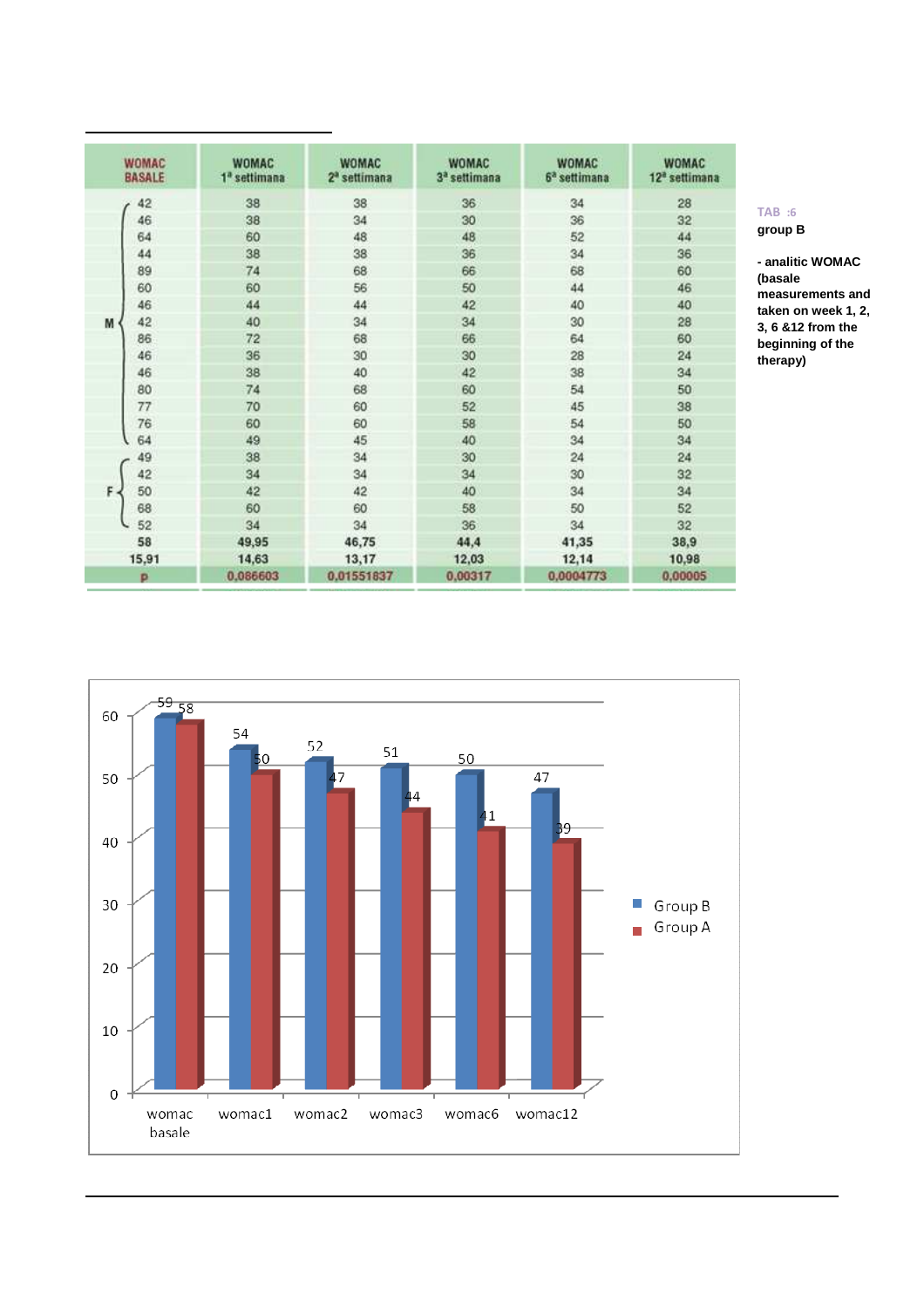| | WOMAC BASALE | WOMAC 1ª settimana | WOMAC 2ª settimana | WOMAC 3ª settimana | WOMAC 6ª settimana | WOMAC 12ª settimana |
|---|---|---|---|---|---|---|
| M | 42 | 38 | 38 | 36 | 34 | 28 |
| | 46 | 38 | 34 | 30 | 36 | 32 |
| | 64 | 60 | 48 | 48 | 52 | 44 |
| | 44 | 38 | 38 | 36 | 34 | 36 |
| | 89 | 74 | 68 | 66 | 68 | 60 |
| | 60 | 60 | 56 | 50 | 44 | 46 |
| | 46 | 44 | 44 | 42 | 40 | 40 |
| | 42 | 40 | 34 | 34 | 30 | 28 |
| | 86 | 72 | 68 | 66 | 64 | 60 |
| | 46 | 36 | 30 | 30 | 28 | 24 |
| | 46 | 38 | 40 | 42 | 38 | 34 |
| | 80 | 74 | 68 | 60 | 54 | 50 |
| | 77 | 70 | 60 | 52 | 45 | 38 |
| | 76 | 60 | 60 | 58 | 54 | 50 |
| | 64 | 49 | 45 | 40 | 34 | 34 |
| F | 49 | 38 | 34 | 30 | 24 | 24 |
| | 42 | 34 | 34 | 34 | 30 | 32 |
| | 50 | 42 | 42 | 40 | 34 | 34 |
| | 68 | 60 | 60 | 58 | 50 | 52 |
| | 52 | 34 | 34 | 36 | 34 | 32 |
| | 58 | 49,95 | 46,75 | 44,4 | 41,35 | 38,9 |
| | 15,91 | 14,63 | 13,17 | 12,03 | 12,14 | 10,98 |
| | p | 0,086603 | 0,01551837 | 0,00317 | 0,0004773 | 0,00005 |

TAB :6

**group B**

**- analitic WOMAC (basale measurements and taken on week 1, 2, 3, 6 &12 from the beginning of the therapy)**

| | womac basale | womac1 | womac2 | womac3 | womac6 | womac12 |
|---|---|---|---|---|---|---|
| Group B | 59 | 54 | 52 | 51 | 50 | 47 |
| Group A | 58 | 50 | 47 | 44 | 41 | 39 |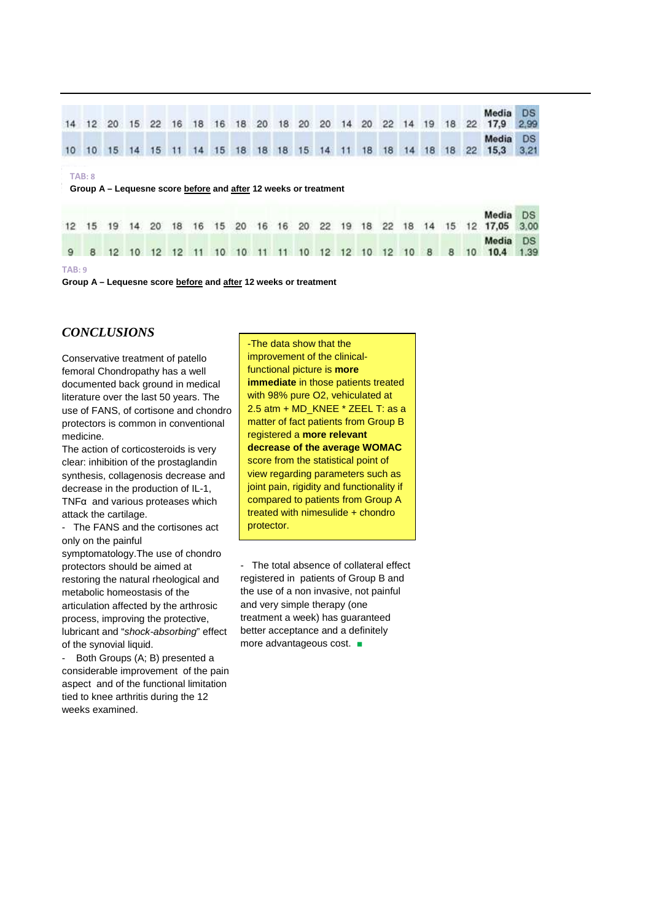| | | | | | | | | | | | | | | | | | | | | | |
|---|---|---|---|---|---|---|---|---|---|---|---|---|---|---|---|---|---|---|---|---|---|
| 14 | 12 | 20 | 15 | 22 | 16 | 18 | 16 | 18 | 20 | 18 | 20 | 20 | 14 | 20 | 22 | 14 | 19 | 18 | 22 | Media **17,9** | DS 2,99 |
| 10 | 10 | 15 | 14 | 15 | 11 | 14 | 15 | 18 | 18 | 18 | 15 | 14 | 11 | 18 | 18 | 14 | 18 | 18 | 22 | Media **15,3** | DS 3,21 |

TAB: 8

**Group A – Lequesne score before and after 12 weeks or treatment**

| | | | | | | | | | | | | | | | | | | | | | |
|---|---|---|---|---|---|---|---|---|---|---|---|---|---|---|---|---|---|---|---|---|---|
| 12 | 15 | 19 | 14 | 20 | 18 | 16 | 15 | 20 | 16 | 16 | 20 | 22 | 19 | 18 | 22 | 18 | 14 | 15 | 12 | Media **17,05** | DS 3,00 |
| 9 | 8 | 12 | 10 | 12 | 12 | 11 | 10 | 10 | 11 | 11 | 10 | 12 | 12 | 10 | 12 | 10 | 8 | 8 | 10 | Media **10.4** | DS 1.39 |

TAB: 9

**Group A – Lequesne score before and after 12 weeks or treatment**

## *CONCLUSIONS*

Conservative treatment of patello femoral Chondropathy has a well documented back ground in medical literature over the last 50 years. The use of FANS, of cortisone and chondro protectors is common in conventional medicine.

The action of corticosteroids is very clear: inhibition of the prostaglandin synthesis, collagenosis decrease and decrease in the production of IL-1, TNFα and various proteases which attack the cartilage.

- The FANS and the cortisones act only on the painful symptomatology.The use of chondro protectors should be aimed at restoring the natural rheological and metabolic homeostasis of the articulation affected by the arthrosic process, improving the protective, lubricant and "*shock-absorbing*" effect of the synovial liquid.
- Both Groups (A; B) presented a considerable improvement of the pain aspect and of the functional limitation tied to knee arthritis during the 12 weeks examined.

-The data show that the improvement of the clinical-functional picture is **more immediate** in those patients treated with 98% pure O2, vehiculated at 2.5 atm + MD_KNEE * ZEEL T: as a matter of fact patients from Group B registered a **more relevant decrease of the average WOMAC** score from the statistical point of view regarding parameters such as joint pain, rigidity and functionality if compared to patients from Group A treated with nimesulide + chondro protector.

- The total absence of collateral effect registered in patients of Group B and the use of a non invasive, not painful and very simple therapy (one treatment a week) has guaranteed better acceptance and a definitely more advantageous cost. ■